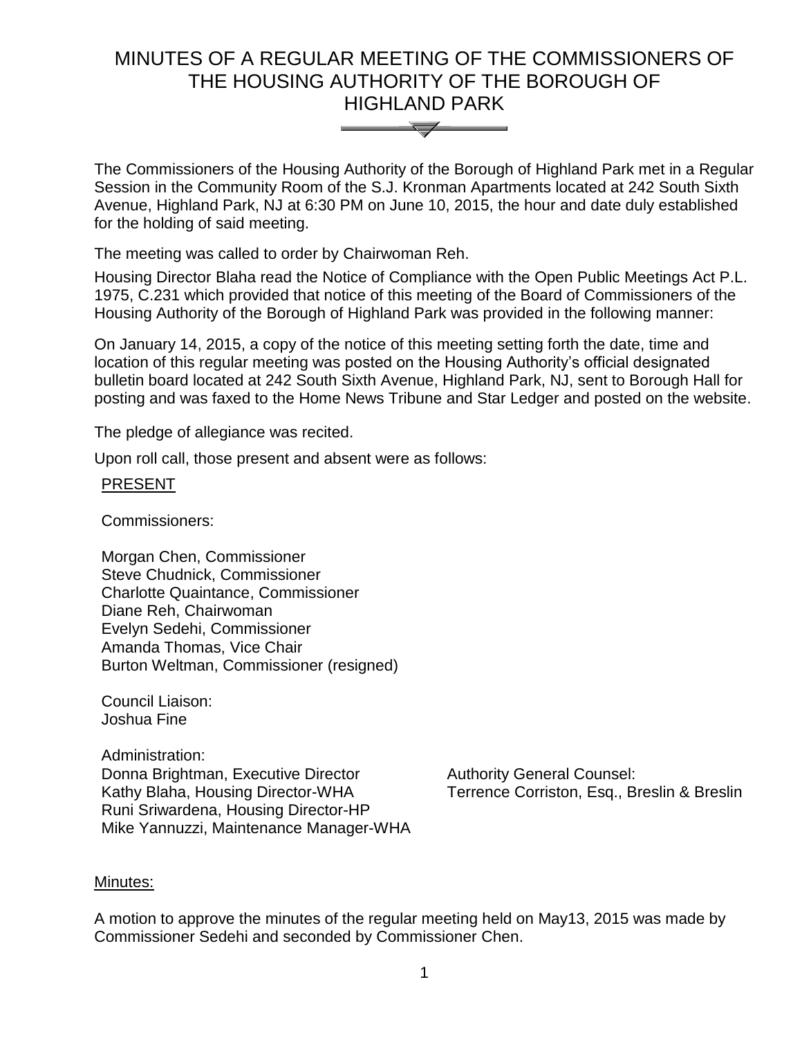# MINUTES OF A REGULAR MEETING OF THE COMMISSIONERS OF THE HOUSING AUTHORITY OF THE BOROUGH OF HIGHLAND PARK

The Commissioners of the Housing Authority of the Borough of Highland Park met in a Regular Session in the Community Room of the S.J. Kronman Apartments located at 242 South Sixth Avenue, Highland Park, NJ at 6:30 PM on June 10, 2015, the hour and date duly established for the holding of said meeting.

The meeting was called to order by Chairwoman Reh.

Housing Director Blaha read the Notice of Compliance with the Open Public Meetings Act P.L. 1975, C.231 which provided that notice of this meeting of the Board of Commissioners of the Housing Authority of the Borough of Highland Park was provided in the following manner:

On January 14, 2015, a copy of the notice of this meeting setting forth the date, time and location of this regular meeting was posted on the Housing Authority's official designated bulletin board located at 242 South Sixth Avenue, Highland Park, NJ, sent to Borough Hall for posting and was faxed to the Home News Tribune and Star Ledger and posted on the website.

The pledge of allegiance was recited.

Upon roll call, those present and absent were as follows:

PRESENT

Commissioners:

Morgan Chen, Commissioner
Steve Chudnick, Commissioner
Charlotte Quaintance, Commissioner
Diane Reh, Chairwoman
Evelyn Sedehi, Commissioner
Amanda Thomas, Vice Chair
Burton Weltman, Commissioner (resigned)

Council Liaison:
Joshua Fine

Administration:
Donna Brightman, Executive Director
Kathy Blaha, Housing Director-WHA
Runi Sriwardena, Housing Director-HP
Mike Yannuzzi, Maintenance Manager-WHA

Authority General Counsel:
Terrence Corriston, Esq., Breslin & Breslin

Minutes:

A motion to approve the minutes of the regular meeting held on May13, 2015 was made by Commissioner Sedehi and seconded by Commissioner Chen.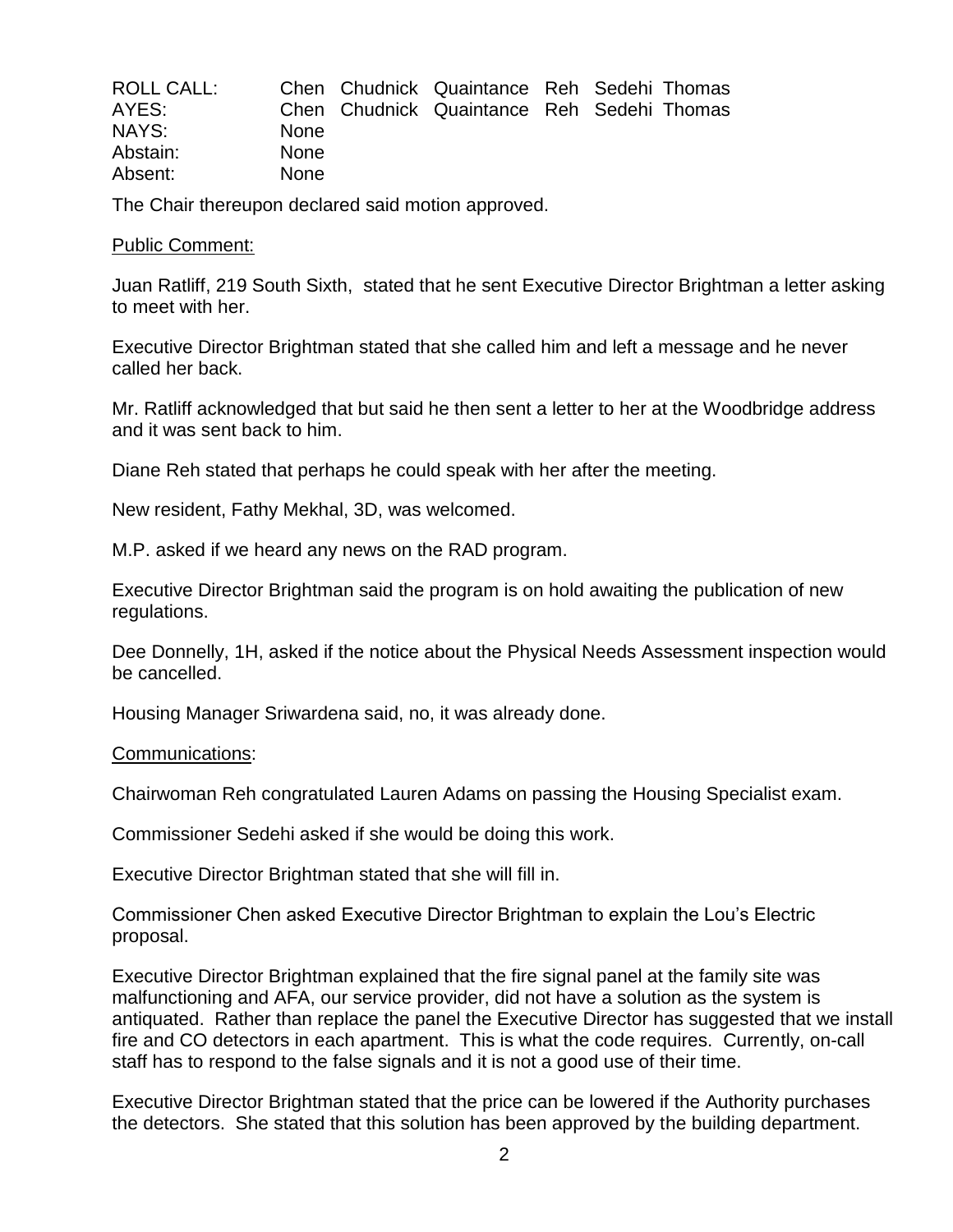| ROLL CALL: | Chen | Chudnick | Quaintance | Reh | Sedehi | Thomas |
| --- | --- | --- | --- | --- | --- | --- |
| AYES: | Chen | Chudnick | Quaintance | Reh | Sedehi | Thomas |
| NAYS: | None | | | | | |
| Abstain: | None | | | | | |
| Absent: | None | | | | | |

The Chair thereupon declared said motion approved.

Public Comment:

Juan Ratliff, 219 South Sixth, stated that he sent Executive Director Brightman a letter asking to meet with her.

Executive Director Brightman stated that she called him and left a message and he never called her back.

Mr. Ratliff acknowledged that but said he then sent a letter to her at the Woodbridge address and it was sent back to him.

Diane Reh stated that perhaps he could speak with her after the meeting.

New resident, Fathy Mekhal, 3D, was welcomed.

M.P. asked if we heard any news on the RAD program.

Executive Director Brightman said the program is on hold awaiting the publication of new regulations.

Dee Donnelly, 1H, asked if the notice about the Physical Needs Assessment inspection would be cancelled.

Housing Manager Sriwardena said, no, it was already done.

Communications:

Chairwoman Reh congratulated Lauren Adams on passing the Housing Specialist exam.

Commissioner Sedehi asked if she would be doing this work.

Executive Director Brightman stated that she will fill in.

Commissioner Chen asked Executive Director Brightman to explain the Lou's Electric proposal.

Executive Director Brightman explained that the fire signal panel at the family site was malfunctioning and AFA, our service provider, did not have a solution as the system is antiquated. Rather than replace the panel the Executive Director has suggested that we install fire and CO detectors in each apartment. This is what the code requires. Currently, on-call staff has to respond to the false signals and it is not a good use of their time.

Executive Director Brightman stated that the price can be lowered if the Authority purchases the detectors. She stated that this solution has been approved by the building department.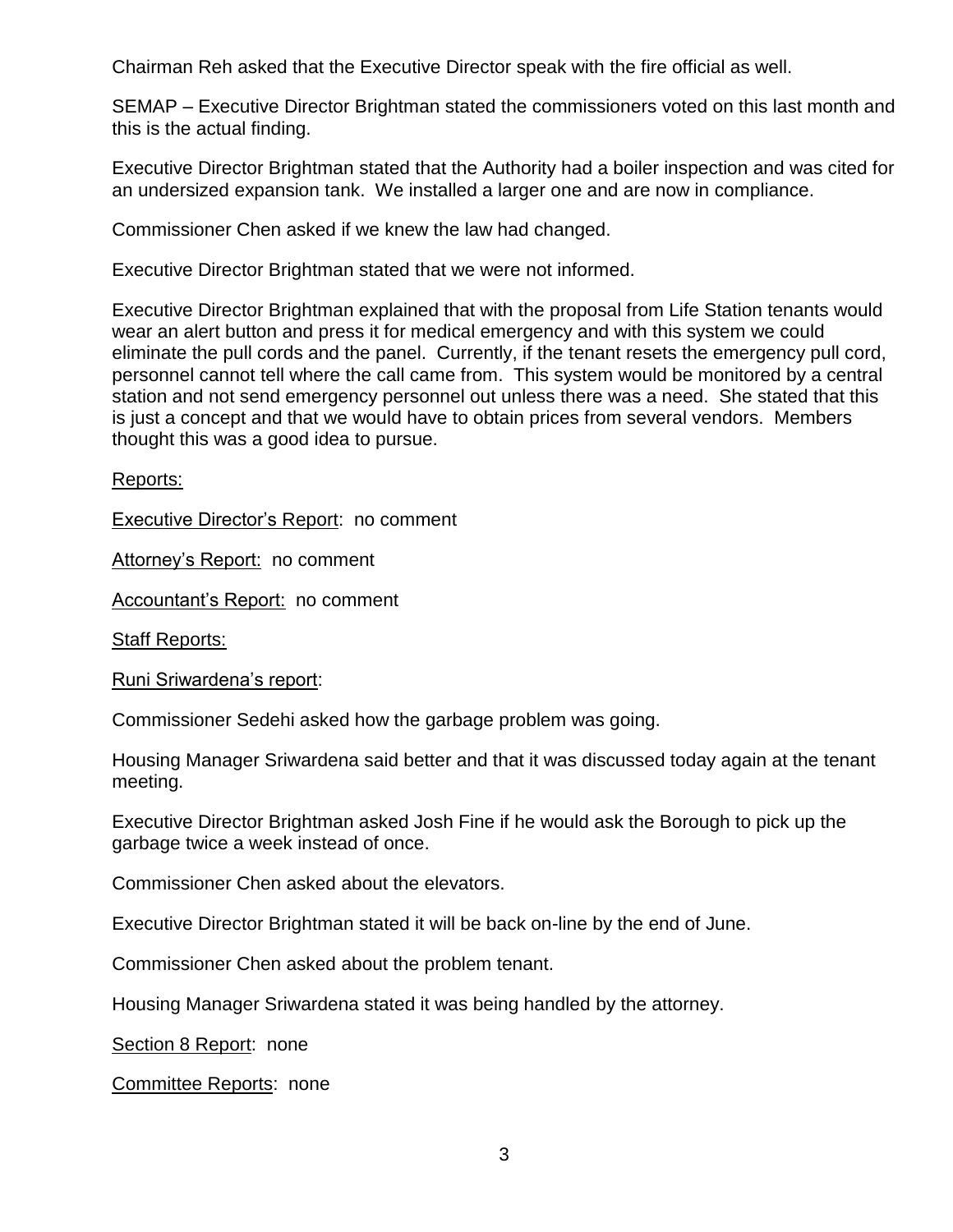Chairman Reh asked that the Executive Director speak with the fire official as well.

SEMAP – Executive Director Brightman stated the commissioners voted on this last month and this is the actual finding.

Executive Director Brightman stated that the Authority had a boiler inspection and was cited for an undersized expansion tank. We installed a larger one and are now in compliance.

Commissioner Chen asked if we knew the law had changed.

Executive Director Brightman stated that we were not informed.

Executive Director Brightman explained that with the proposal from Life Station tenants would wear an alert button and press it for medical emergency and with this system we could eliminate the pull cords and the panel. Currently, if the tenant resets the emergency pull cord, personnel cannot tell where the call came from. This system would be monitored by a central station and not send emergency personnel out unless there was a need. She stated that this is just a concept and that we would have to obtain prices from several vendors. Members thought this was a good idea to pursue.

<u>Reports:</u>

<u>Executive Director's Report</u>: no comment

<u>Attorney's Report:</u> no comment

<u>Accountant's Report:</u> no comment

<u>Staff Reports:</u>

<u>Runi Sriwardena's report</u>:

Commissioner Sedehi asked how the garbage problem was going.

Housing Manager Sriwardena said better and that it was discussed today again at the tenant meeting.

Executive Director Brightman asked Josh Fine if he would ask the Borough to pick up the garbage twice a week instead of once.

Commissioner Chen asked about the elevators.

Executive Director Brightman stated it will be back on-line by the end of June.

Commissioner Chen asked about the problem tenant.

Housing Manager Sriwardena stated it was being handled by the attorney.

<u>Section 8 Report</u>: none

<u>Committee Reports</u>: none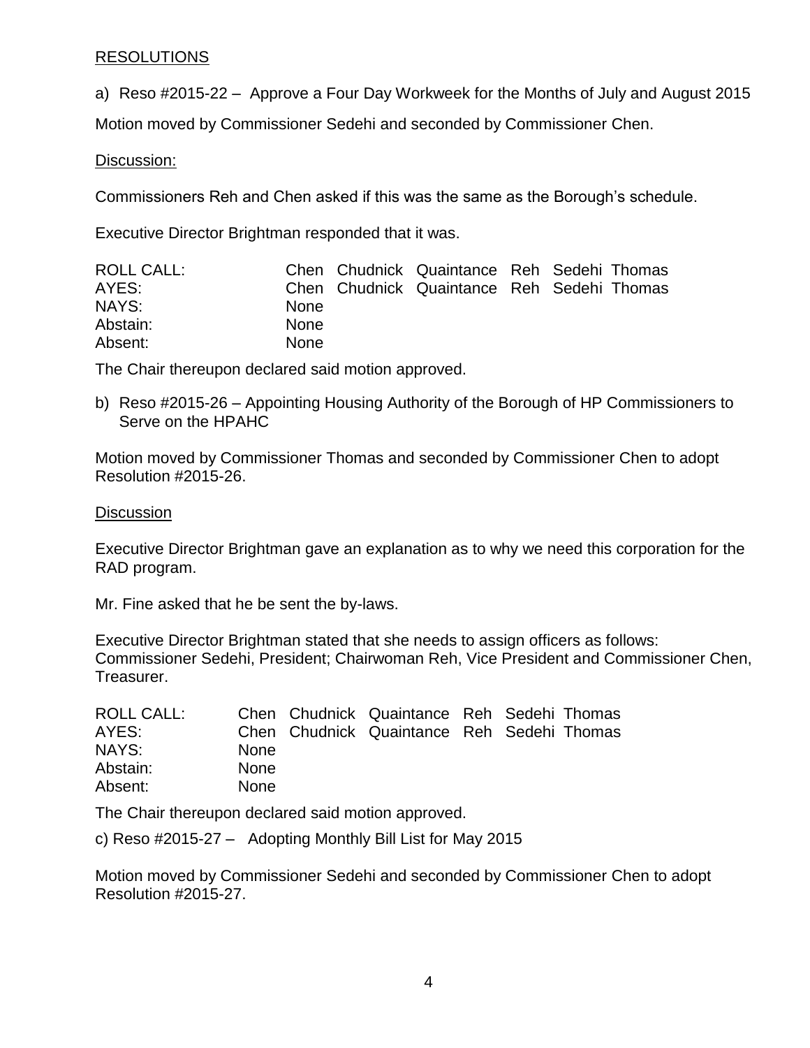## RESOLUTIONS

a) Reso #2015-22 – Approve a Four Day Workweek for the Months of July and August 2015

Motion moved by Commissioner Sedehi and seconded by Commissioner Chen.

Discussion:

Commissioners Reh and Chen asked if this was the same as the Borough's schedule.

Executive Director Brightman responded that it was.

| ROLL CALL: | Chen | Chudnick | Quaintance | Reh | Sedehi | Thomas |
|---|---|---|---|---|---|---|
| AYES: | Chen | Chudnick | Quaintance | Reh | Sedehi | Thomas |
| NAYS: | None | | | | | |
| Abstain: | None | | | | | |
| Absent: | None | | | | | |

The Chair thereupon declared said motion approved.

b) Reso #2015-26 – Appointing Housing Authority of the Borough of HP Commissioners to Serve on the HPAHC

Motion moved by Commissioner Thomas and seconded by Commissioner Chen to adopt Resolution #2015-26.

Discussion

Executive Director Brightman gave an explanation as to why we need this corporation for the RAD program.

Mr. Fine asked that he be sent the by-laws.

Executive Director Brightman stated that she needs to assign officers as follows: Commissioner Sedehi, President; Chairwoman Reh, Vice President and Commissioner Chen, Treasurer.

| ROLL CALL: | Chen | Chudnick | Quaintance | Reh | Sedehi | Thomas |
|---|---|---|---|---|---|---|
| AYES: | Chen | Chudnick | Quaintance | Reh | Sedehi | Thomas |
| NAYS: | None | | | | | |
| Abstain: | None | | | | | |
| Absent: | None | | | | | |

The Chair thereupon declared said motion approved.

c) Reso #2015-27 – Adopting Monthly Bill List for May 2015

Motion moved by Commissioner Sedehi and seconded by Commissioner Chen to adopt Resolution #2015-27.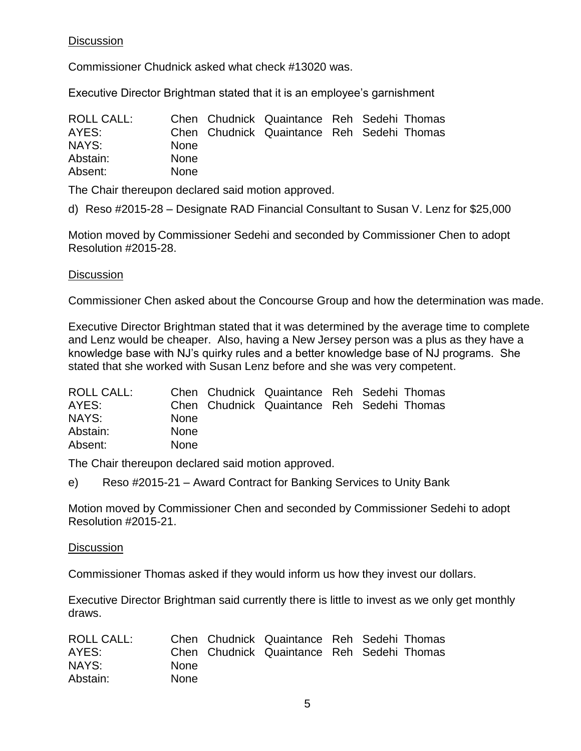Discussion

Commissioner Chudnick asked what check #13020 was.

Executive Director Brightman stated that it is an employee's garnishment

| ROLL CALL: | Chen | Chudnick | Quaintance | Reh | Sedehi | Thomas |
|---|---|---|---|---|---|---|
| AYES: | Chen | Chudnick | Quaintance | Reh | Sedehi | Thomas |
| NAYS: | None | | | | | |
| Abstain: | None | | | | | |
| Absent: | None | | | | | |

The Chair thereupon declared said motion approved.

d) Reso #2015-28 – Designate RAD Financial Consultant to Susan V. Lenz for $25,000

Motion moved by Commissioner Sedehi and seconded by Commissioner Chen to adopt Resolution #2015-28.

Discussion

Commissioner Chen asked about the Concourse Group and how the determination was made.

Executive Director Brightman stated that it was determined by the average time to complete and Lenz would be cheaper. Also, having a New Jersey person was a plus as they have a knowledge base with NJ's quirky rules and a better knowledge base of NJ programs. She stated that she worked with Susan Lenz before and she was very competent.

| ROLL CALL: | Chen | Chudnick | Quaintance | Reh | Sedehi | Thomas |
|---|---|---|---|---|---|---|
| AYES: | Chen | Chudnick | Quaintance | Reh | Sedehi | Thomas |
| NAYS: | None | | | | | |
| Abstain: | None | | | | | |
| Absent: | None | | | | | |

The Chair thereupon declared said motion approved.

e) Reso #2015-21 – Award Contract for Banking Services to Unity Bank

Motion moved by Commissioner Chen and seconded by Commissioner Sedehi to adopt Resolution #2015-21.

Discussion

Commissioner Thomas asked if they would inform us how they invest our dollars.

Executive Director Brightman said currently there is little to invest as we only get monthly draws.

| ROLL CALL: | Chen | Chudnick | Quaintance | Reh | Sedehi | Thomas |
|---|---|---|---|---|---|---|
| AYES: | Chen | Chudnick | Quaintance | Reh | Sedehi | Thomas |
| NAYS: | None | | | | | |
| Abstain: | None | | | | | |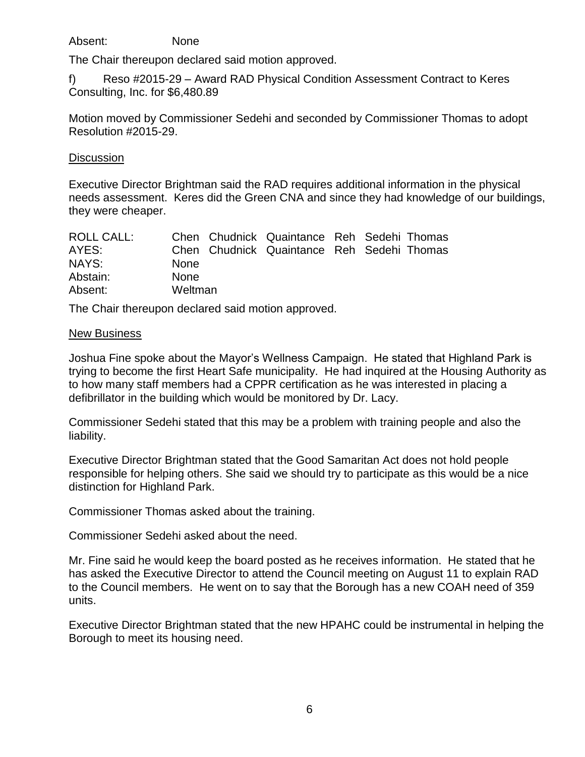Absent: None

The Chair thereupon declared said motion approved.

f) Reso #2015-29 – Award RAD Physical Condition Assessment Contract to Keres Consulting, Inc. for $6,480.89

Motion moved by Commissioner Sedehi and seconded by Commissioner Thomas to adopt Resolution #2015-29.

Discussion

Executive Director Brightman said the RAD requires additional information in the physical needs assessment. Keres did the Green CNA and since they had knowledge of our buildings, they were cheaper.

| | | | | | | |
|---|---|---|---|---|---|---|
| ROLL CALL: | Chen | Chudnick | Quaintance | Reh | Sedehi | Thomas |
| AYES: | Chen | Chudnick | Quaintance | Reh | Sedehi | Thomas |
| NAYS: | None | | | | | |
| Abstain: | None | | | | | |
| Absent: | Weltman | | | | | |

The Chair thereupon declared said motion approved.

New Business

Joshua Fine spoke about the Mayor's Wellness Campaign. He stated that Highland Park is trying to become the first Heart Safe municipality. He had inquired at the Housing Authority as to how many staff members had a CPPR certification as he was interested in placing a defibrillator in the building which would be monitored by Dr. Lacy.

Commissioner Sedehi stated that this may be a problem with training people and also the liability.

Executive Director Brightman stated that the Good Samaritan Act does not hold people responsible for helping others. She said we should try to participate as this would be a nice distinction for Highland Park.

Commissioner Thomas asked about the training.

Commissioner Sedehi asked about the need.

Mr. Fine said he would keep the board posted as he receives information. He stated that he has asked the Executive Director to attend the Council meeting on August 11 to explain RAD to the Council members. He went on to say that the Borough has a new COAH need of 359 units.

Executive Director Brightman stated that the new HPAHC could be instrumental in helping the Borough to meet its housing need.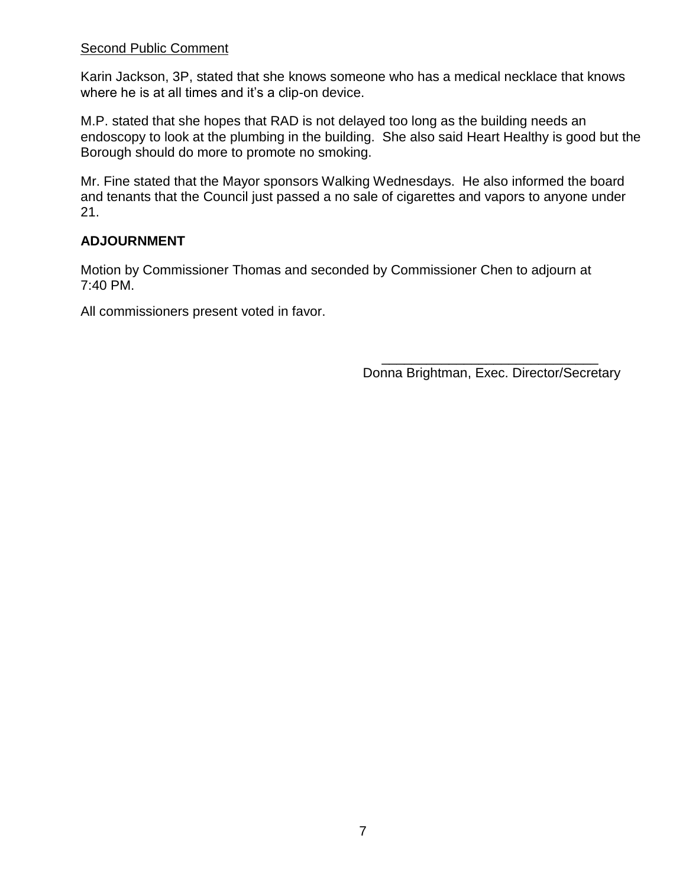Second Public Comment

Karin Jackson, 3P, stated that she knows someone who has a medical necklace that knows where he is at all times and it's a clip-on device.

M.P. stated that she hopes that RAD is not delayed too long as the building needs an endoscopy to look at the plumbing in the building. She also said Heart Healthy is good but the Borough should do more to promote no smoking.

Mr. Fine stated that the Mayor sponsors Walking Wednesdays. He also informed the board and tenants that the Council just passed a no sale of cigarettes and vapors to anyone under 21.

**ADJOURNMENT**

Motion by Commissioner Thomas and seconded by Commissioner Chen to adjourn at 7:40 PM.

All commissioners present voted in favor.

\_\_\_\_\_\_\_\_\_\_\_\_\_\_\_\_\_\_\_\_\_\_\_\_\_\_\_\_\_\_
Donna Brightman, Exec. Director/Secretary